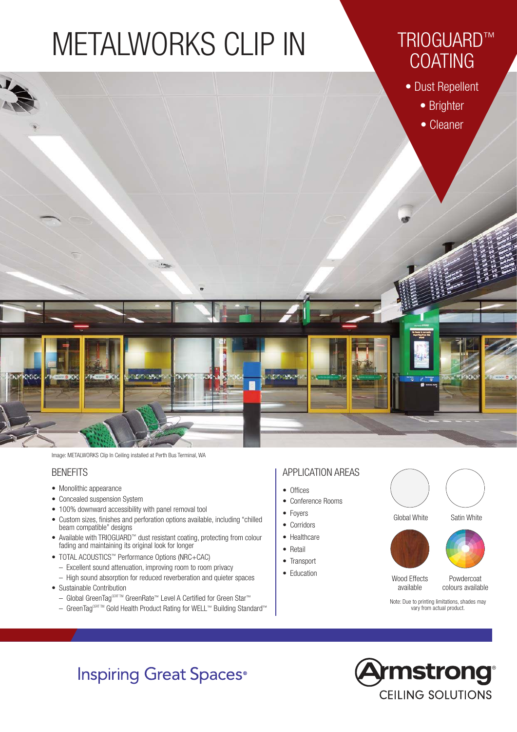# METALWORKS CLIP IN

## TRIOGUARD™ COATING

- Dust Repellent
- Brighter
- Cleaner

Image: METALWORKS Clip In Ceiling installed at Perth Bus Terminal, WA

## BENEFITS

- Monolithic appearance
- Concealed suspension System
- 100% downward accessibility with panel removal tool
- Custom sizes, finishes and perforation options available, including "chilled beam compatible" designs
- Available with TRIOGUARD™ dust resistant coating, protecting from colour fading and maintaining its original look for longer
- TOTAL ACOUSTICS™ Performance Options (NRC+CAC)
  - Excellent sound attenuation, improving room to room privacy
  - High sound absorption for reduced reverberation and quieter spaces
- Sustainable Contribution
  - Global GreenTag[CERT TM] GreenRate™ Level A Certified for Green Star™
  - GreenTag[CERT TM] Gold Health Product Rating for WELL™ Building Standard™

## APPLICATION AREAS

- Offices
- Conference Rooms
- Foyers
- Corridors
- Healthcare
- Retail
- Transport
- Education

Global White

Satin White

Wood Effects available

Powdercoat colours available

Note: Due to printing limitations, shades may vary from actual product.

Inspiring Great Spaces®

Armstrong® CEILING SOLUTIONS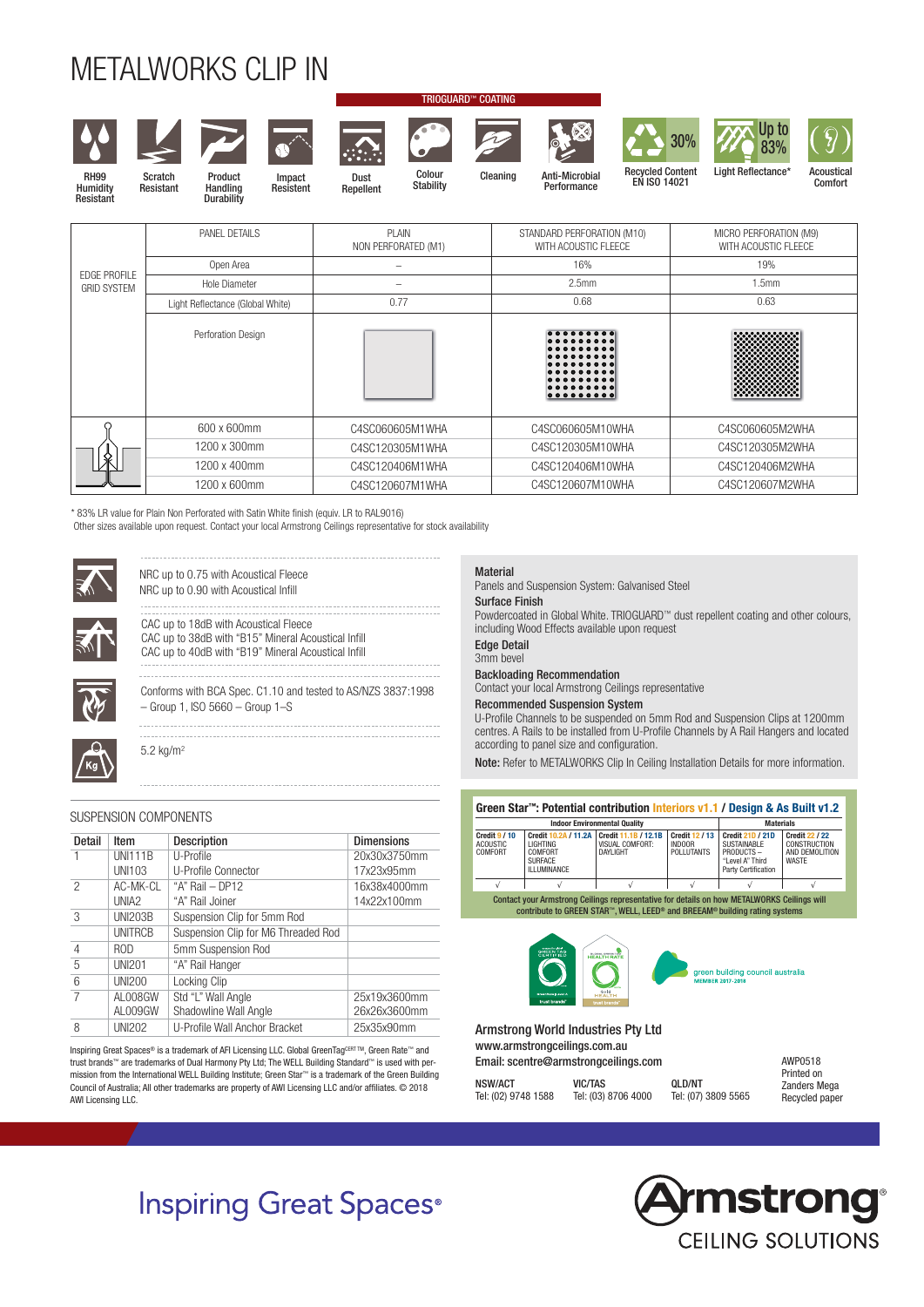# METALWORKS CLIP IN

TRIOGUARD™ COATING

RH99 Humidity Resistant | Scratch Resistant | Product Handling Durability | Impact Resistent | Dust Repellent | Colour Stability | Cleaning | Anti-Microbial Performance | 30% Recycled Content EN ISO 14021 | Up to 83% Light Reflectance* | Acoustical Comfort

| | PANEL DETAILS | PLAIN NON PERFORATED (M1) | STANDARD PERFORATION (M10) WITH ACOUSTIC FLEECE | MICRO PERFORATION (M9) WITH ACOUSTIC FLEECE |
|---|---|---|---|---|
| EDGE PROFILE GRID SYSTEM | Open Area | – | 16% | 19% |
| | Hole Diameter | – | 2.5mm | 1.5mm |
| | Light Reflectance (Global White) | 0.77 | 0.68 | 0.63 |
| | Perforation Design | | | |
| | 600 x 600mm | C4SC060605M1WHA | C4SC060605M10WHA | C4SC060605M2WHA |
| | 1200 x 300mm | C4SC120305M1WHA | C4SC120305M10WHA | C4SC120305M2WHA |
| | 1200 x 400mm | C4SC120406M1WHA | C4SC120406M10WHA | C4SC120406M2WHA |
| | 1200 x 600mm | C4SC120607M1WHA | C4SC120607M10WHA | C4SC120607M2WHA |

\* 83% LR value for Plain Non Perforated with Satin White finish (equiv. LR to RAL9016)
Other sizes available upon request. Contact your local Armstrong Ceilings representative for stock availability

NRC up to 0.75 with Acoustical Fleece
NRC up to 0.90 with Acoustical Infill

CAC up to 18dB with Acoustical Fleece
CAC up to 38dB with "B15" Mineral Acoustical Infill
CAC up to 40dB with "B19" Mineral Acoustical Infill

Conforms with BCA Spec. C1.10 and tested to AS/NZS 3837:1998 – Group 1, ISO 5660 – Group 1–S

5.2 kg/m²

## SUSPENSION COMPONENTS

| Detail | Item | Description | Dimensions |
|---|---|---|---|
| 1 | UNI111B | U-Profile | 20x30x3750mm |
| | UNI103 | U-Profile Connector | 17x23x95mm |
| 2 | AC-MK-CL | "A" Rail – DP12 | 16x38x4000mm |
| | UNIA2 | "A" Rail Joiner | 14x22x100mm |
| 3 | UNI203B | Suspension Clip for 5mm Rod | |
| | UNITRCB | Suspension Clip for M6 Threaded Rod | |
| 4 | ROD | 5mm Suspension Rod | |
| 5 | UNI201 | "A" Rail Hanger | |
| 6 | UNI200 | Locking Clip | |
| 7 | AL008GW | Std "L" Wall Angle | 25x19x3600mm |
| | AL009GW | Shadowline Wall Angle | 26x26x3600mm |
| 8 | UNI202 | U-Profile Wall Anchor Bracket | 25x35x90mm |

Inspiring Great Spaces® is a trademark of AFI Licensing LLC. Global GreenTag™, Green Rate™ and trust brands™ are trademarks of Dual Harmony Pty Ltd; The WELL Building Standard™ is used with permission from the International WELL Building Institute; Green Star™ is a trademark of the Green Building Council of Australia; All other trademarks are property of AWI Licensing LLC and/or affiliates. © 2018 AWI Licensing LLC.

**Material**
Panels and Suspension System: Galvanised Steel

**Surface Finish**
Powdercoated in Global White. TRIOGUARD™ dust repellent coating and other colours, including Wood Effects available upon request

**Edge Detail**
3mm bevel

**Backloading Recommendation**
Contact your local Armstrong Ceilings representative

**Recommended Suspension System**
U-Profile Channels to be suspended on 5mm Rod and Suspension Clips at 1200mm centres. A Rails to be installed from U-Profile Channels by A Rail Hangers and located according to panel size and configuration.

**Note:** Refer to METALWORKS Clip In Ceiling Installation Details for more information.

**Green Star™: Potential contribution Interiors v1.1 / Design & As Built v1.2**

| Indoor Environmental Quality | | | | Materials | |
|---|---|---|---|---|---|
| Credit 9 / 10 ACOUSTIC COMFORT | Credit 10.2A / 11.2A LIGHTING COMFORT SURFACE ILLUMINANCE | Credit 11.1B / 12.1B VISUAL COMFORT: DAYLIGHT | Credit 12 / 13 INDOOR POLLUTANTS | Credit 21D / 21D SUSTAINABLE PRODUCTS – "Level A" Third Party Certification | Credit 22 / 22 CONSTRUCTION AND DEMOLITION WASTE |
| √ | √ | √ | √ | √ | √ |

Contact your Armstrong Ceilings representative for details on how METALWORKS Ceilings will contribute to GREEN STAR™, WELL, LEED® and BREEAM® building rating systems

green building council australia MEMBER 2017-2018

**Armstrong World Industries Pty Ltd**
www.armstrongceilings.com.au
Email: scentre@armstrongceilings.com

NSW/ACT Tel: (02) 9748 1588
VIC/TAS Tel: (03) 8706 4000
QLD/NT Tel: (07) 3809 5565

AWP0518
Printed on Zanders Mega Recycled paper

Inspiring Great Spaces®

Armstrong® CEILING SOLUTIONS